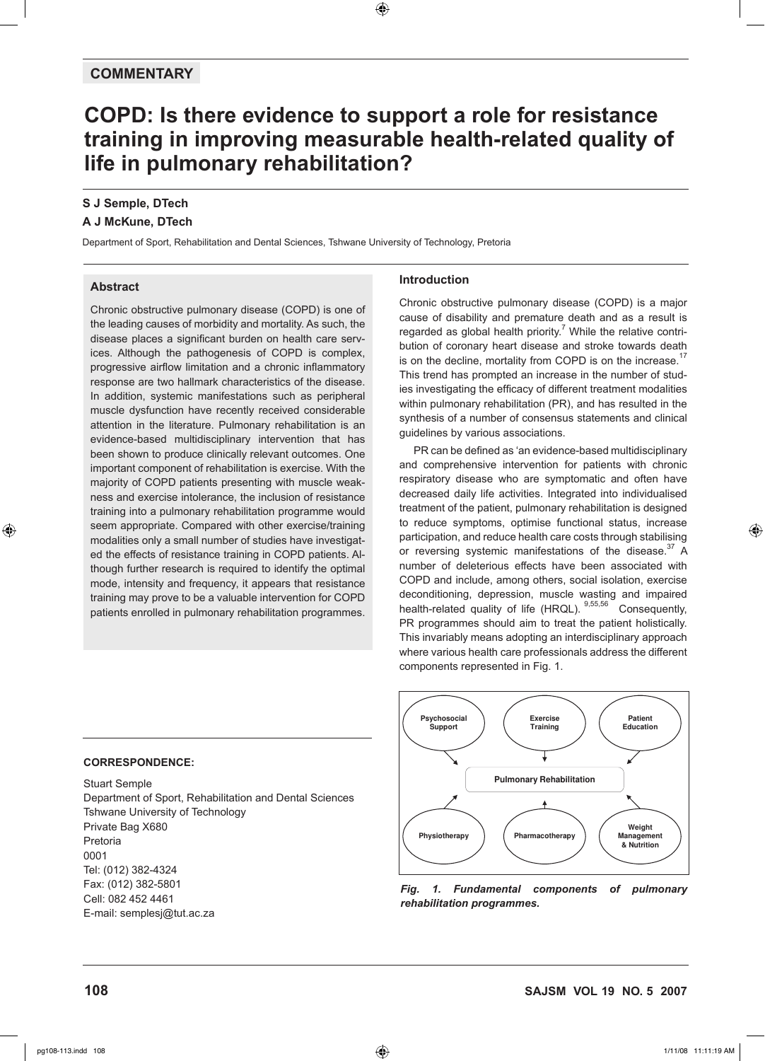COMMENTARY

# COPD: Is there evidence to support a role for resistance training in improving measurable health-related quality of life in pulmonary rehabilitation?

**S J Semple, DTech**

**A J McKune, DTech**

Department of Sport, Rehabilitation and Dental Sciences, Tshwane University of Technology, Pretoria

## Abstract

Chronic obstructive pulmonary disease (COPD) is one of the leading causes of morbidity and mortality. As such, the disease places a significant burden on health care services. Although the pathogenesis of COPD is complex, progressive airflow limitation and a chronic inflammatory response are two hallmark characteristics of the disease. In addition, systemic manifestations such as peripheral muscle dysfunction have recently received considerable attention in the literature. Pulmonary rehabilitation is an evidence-based multidisciplinary intervention that has been shown to produce clinically relevant outcomes. One important component of rehabilitation is exercise. With the majority of COPD patients presenting with muscle weakness and exercise intolerance, the inclusion of resistance training into a pulmonary rehabilitation programme would seem appropriate. Compared with other exercise/training modalities only a small number of studies have investigated the effects of resistance training in COPD patients. Although further research is required to identify the optimal mode, intensity and frequency, it appears that resistance training may prove to be a valuable intervention for COPD patients enrolled in pulmonary rehabilitation programmes.

**CORRESPONDENCE:**

Stuart Semple
Department of Sport, Rehabilitation and Dental Sciences
Tshwane University of Technology
Private Bag X680
Pretoria
0001
Tel: (012) 382-4324
Fax: (012) 382-5801
Cell: 082 452 4461
E-mail: semplesj@tut.ac.za

## Introduction

Chronic obstructive pulmonary disease (COPD) is a major cause of disability and premature death and as a result is regarded as global health priority.[7] While the relative contribution of coronary heart disease and stroke towards death is on the decline, mortality from COPD is on the increase.[17] This trend has prompted an increase in the number of studies investigating the efficacy of different treatment modalities within pulmonary rehabilitation (PR), and has resulted in the synthesis of a number of consensus statements and clinical guidelines by various associations.

PR can be defined as 'an evidence-based multidisciplinary and comprehensive intervention for patients with chronic respiratory disease who are symptomatic and often have decreased daily life activities. Integrated into individualised treatment of the patient, pulmonary rehabilitation is designed to reduce symptoms, optimise functional status, increase participation, and reduce health care costs through stabilising or reversing systemic manifestations of the disease.[37] A number of deleterious effects have been associated with COPD and include, among others, social isolation, exercise deconditioning, depression, muscle wasting and impaired health-related quality of life (HRQL).[9,55,56] Consequently, PR programmes should aim to treat the patient holistically. This invariably means adopting an interdisciplinary approach where various health care professionals address the different components represented in Fig. 1.

| | | |
|---|---|---|
| Psychosocial Support | Exercise Training | Patient Education |
| | Pulmonary Rehabilitation | |
| Physiotherapy | Pharmacotherapy | Weight Management & Nutrition |

*Fig. 1. Fundamental components of pulmonary rehabilitation programmes.*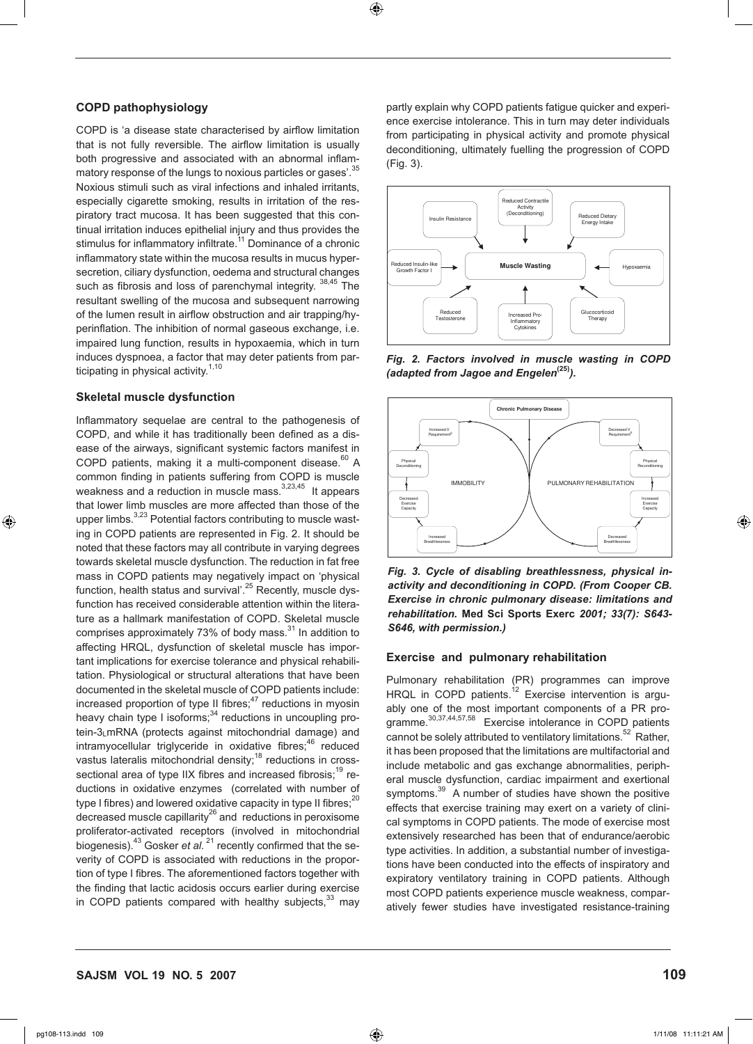## COPD pathophysiology

COPD is 'a disease state characterised by airflow limitation that is not fully reversible. The airflow limitation is usually both progressive and associated with an abnormal inflammatory response of the lungs to noxious particles or gases'.[35] Noxious stimuli such as viral infections and inhaled irritants, especially cigarette smoking, results in irritation of the respiratory tract mucosa. It has been suggested that this continual irritation induces epithelial injury and thus provides the stimulus for inflammatory infiltrate.[11] Dominance of a chronic inflammatory state within the mucosa results in mucus hypersecretion, ciliary dysfunction, oedema and structural changes such as fibrosis and loss of parenchymal integrity.[38,45] The resultant swelling of the mucosa and subsequent narrowing of the lumen result in airflow obstruction and air trapping/hyperinflation. The inhibition of normal gaseous exchange, i.e. impaired lung function, results in hypoxaemia, which in turn induces dyspnoea, a factor that may deter patients from participating in physical activity.[1,10]

### Skeletal muscle dysfunction

Inflammatory sequelae are central to the pathogenesis of COPD, and while it has traditionally been defined as a disease of the airways, significant systemic factors manifest in COPD patients, making it a multi-component disease.[60] A common finding in patients suffering from COPD is muscle weakness and a reduction in muscle mass.[3,23,45] It appears that lower limb muscles are more affected than those of the upper limbs.[3,23] Potential factors contributing to muscle wasting in COPD patients are represented in Fig. 2. It should be noted that these factors may all contribute in varying degrees towards skeletal muscle dysfunction. The reduction in fat free mass in COPD patients may negatively impact on 'physical function, health status and survival'.[25] Recently, muscle dysfunction has received considerable attention within the literature as a hallmark manifestation of COPD. Skeletal muscle comprises approximately 73% of body mass.[31] In addition to affecting HRQL, dysfunction of skeletal muscle has important implications for exercise tolerance and physical rehabilitation. Physiological or structural alterations that have been documented in the skeletal muscle of COPD patients include: increased proportion of type II fibres;[47] reductions in myosin heavy chain type I isoforms;[34] reductions in uncoupling protein-$3_L$mRNA (protects against mitochondrial damage) and intramyocellular triglyceride in oxidative fibres;[46] reduced vastus lateralis mitochondrial density;[18] reductions in cross-sectional area of type IIX fibres and increased fibrosis;[19] reductions in oxidative enzymes (correlated with number of type I fibres) and lowered oxidative capacity in type II fibres;[20] decreased muscle capillarity[26] and reductions in peroxisome proliferator-activated receptors (involved in mitochondrial biogenesis).[43] Gosker *et al.*[21] recently confirmed that the severity of COPD is associated with reductions in the proportion of type I fibres. The aforementioned factors together with the finding that lactic acidosis occurs earlier during exercise in COPD patients compared with healthy subjects,[33] may partly explain why COPD patients fatigue quicker and experience exercise intolerance. This in turn may deter individuals from participating in physical activity and promote physical deconditioning, ultimately fuelling the progression of COPD (Fig. 3).

*Fig. 2. Factors involved in muscle wasting in COPD (adapted from Jagoe and Engelen[25]).*

*Fig. 3. Cycle of disabling breathlessness, physical inactivity and deconditioning in COPD. (From Cooper CB. Exercise in chronic pulmonary disease: limitations and rehabilitation.* **Med Sci Sports Exerc** *2001; 33(7): S643-S646, with permission.)*

## Exercise and pulmonary rehabilitation

Pulmonary rehabilitation (PR) programmes can improve HRQL in COPD patients.[12] Exercise intervention is arguably one of the most important components of a PR programme.[30,37,44,57,58] Exercise intolerance in COPD patients cannot be solely attributed to ventilatory limitations.[52] Rather, it has been proposed that the limitations are multifactorial and include metabolic and gas exchange abnormalities, peripheral muscle dysfunction, cardiac impairment and exertional symptoms.[39] A number of studies have shown the positive effects that exercise training may exert on a variety of clinical symptoms in COPD patients. The mode of exercise most extensively researched has been that of endurance/aerobic type activities. In addition, a substantial number of investigations have been conducted into the effects of inspiratory and expiratory ventilatory training in COPD patients. Although most COPD patients experience muscle weakness, comparatively fewer studies have investigated resistance-training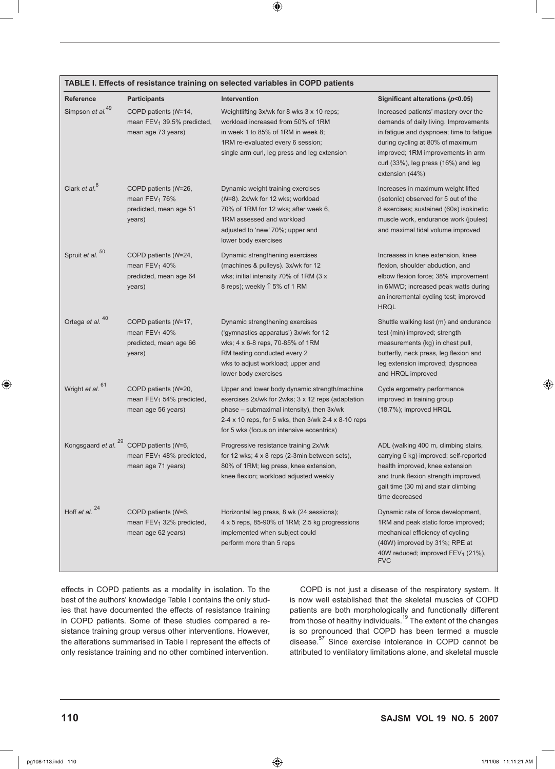**TABLE I. Effects of resistance training on selected variables in COPD patients**

| Reference | Participants | Intervention | Significant alterations ($p$<0.05) |
|---|---|---|---|
| Simpson *et al.*[49] | COPD patients ($N$=14, mean $FEV_1$ 39.5% predicted, mean age 73 years) | Weightlifting 3x/wk for 8 wks 3 x 10 reps; workload increased from 50% of 1RM in week 1 to 85% of 1RM in week 8; 1RM re-evaluated every 6 session; single arm curl, leg press and leg extension | Increased patients' mastery over the demands of daily living. Improvements in fatigue and dyspnoea; time to fatigue during cycling at 80% of maximum improved; 1RM improvements in arm curl (33%), leg press (16%) and leg extension (44%) |
| Clark *et al.*[8] | COPD patients ($N$=26, mean $FEV_1$ 76% predicted, mean age 51 years) | Dynamic weight training exercises ($N$=8). 2x/wk for 12 wks; workload 70% of 1RM for 12 wks; after week 6, 1RM assessed and workload adjusted to 'new' 70%; upper and lower body exercises | Increases in maximum weight lifted (isotonic) observed for 5 out of the 8 exercises; sustained (60s) isokinetic muscle work, endurance work (joules) and maximal tidal volume improved |
| Spruit *et al.*[50] | COPD patients ($N$=24, mean $FEV_1$ 40% predicted, mean age 64 years) | Dynamic strengthening exercises (machines & pulleys). 3x/wk for 12 wks; initial intensity 70% of 1RM (3 x 8 reps); weekly ↑ 5% of 1 RM | Increases in knee extension, knee flexion, shoulder abduction, and elbow flexion force; 38% improvement in 6MWD; increased peak watts during an incremental cycling test; improved HRQL |
| Ortega *et al.*[40] | COPD patients ($N$=17, mean $FEV_1$ 40% predicted, mean age 66 years) | Dynamic strengthening exercises ('gymnastics apparatus') 3x/wk for 12 wks; 4 x 6-8 reps, 70-85% of 1RM RM testing conducted every 2 wks to adjust workload; upper and lower body exercises | Shuttle walking test (m) and endurance test (min) improved; strength measurements (kg) in chest pull, butterfly, neck press, leg flexion and leg extension improved; dyspnoea and HRQL improved |
| Wright *et al.*[61] | COPD patients ($N$=20, mean $FEV_1$ 54% predicted, mean age 56 years) | Upper and lower body dynamic strength/machine exercises 2x/wk for 2wks; 3 x 12 reps (adaptation phase – submaximal intensity), then 3x/wk 2-4 x 10 reps, for 5 wks, then 3/wk 2-4 x 8-10 reps for 5 wks (focus on intensive eccentrics) | Cycle ergometry performance improved in training group (18.7%); improved HRQL |
| Kongsgaard *et al.*[29] | COPD patients ($N$=6, mean $FEV_1$ 48% predicted, mean age 71 years) | Progressive resistance training 2x/wk for 12 wks; 4 x 8 reps (2-3min between sets), 80% of 1RM; leg press, knee extension, knee flexion; workload adjusted weekly | ADL (walking 400 m, climbing stairs, carrying 5 kg) improved; self-reported health improved, knee extension and trunk flexion strength improved, gait time (30 m) and stair climbing time decreased |
| Hoff *et al.*[24] | COPD patients ($N$=6, mean $FEV_1$ 32% predicted, mean age 62 years) | Horizontal leg press, 8 wk (24 sessions); 4 x 5 reps, 85-90% of 1RM; 2.5 kg progressions implemented when subject could perform more than 5 reps | Dynamic rate of force development, 1RM and peak static force improved; mechanical efficiency of cycling (40W) improved by 31%; RPE at 40W reduced; improved $FEV_1$ (21%), FVC |

effects in COPD patients as a modality in isolation. To the best of the authors' knowledge Table I contains the only studies that have documented the effects of resistance training in COPD patients. Some of these studies compared a resistance training group versus other interventions. However, the alterations summarised in Table I represent the effects of only resistance training and no other combined intervention.

COPD is not just a disease of the respiratory system. It is now well established that the skeletal muscles of COPD patients are both morphologically and functionally different from those of healthy individuals.[19] The extent of the changes is so pronounced that COPD has been termed a muscle disease.[57] Since exercise intolerance in COPD cannot be attributed to ventilatory limitations alone, and skeletal muscle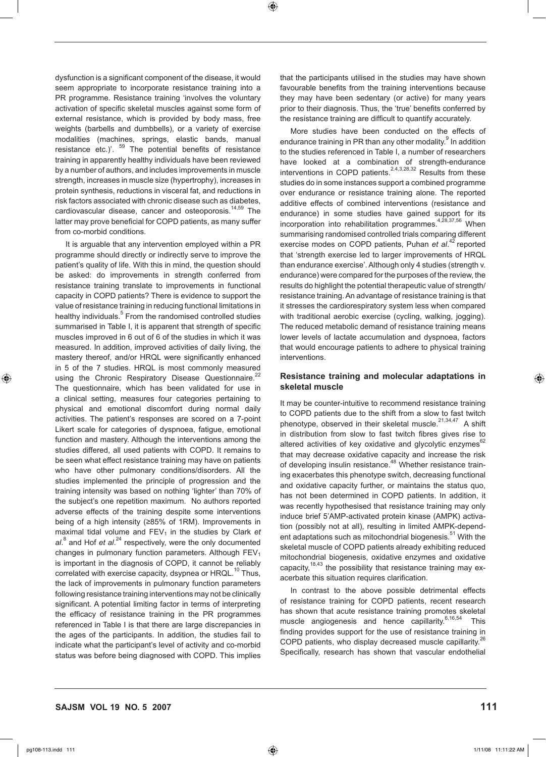dysfunction is a significant component of the disease, it would seem appropriate to incorporate resistance training into a PR programme. Resistance training 'involves the voluntary activation of specific skeletal muscles against some form of external resistance, which is provided by body mass, free weights (barbells and dumbbells), or a variety of exercise modalities (machines, springs, elastic bands, manual resistance etc.)'. [59] The potential benefits of resistance training in apparently healthy individuals have been reviewed by a number of authors, and includes improvements in muscle strength, increases in muscle size (hypertrophy), increases in protein synthesis, reductions in visceral fat, and reductions in risk factors associated with chronic disease such as diabetes, cardiovascular disease, cancer and osteoporosis.[14,59] The latter may prove beneficial for COPD patients, as many suffer from co-morbid conditions.

It is arguable that any intervention employed within a PR programme should directly or indirectly serve to improve the patient's quality of life. With this in mind, the question should be asked: do improvements in strength conferred from resistance training translate to improvements in functional capacity in COPD patients? There is evidence to support the value of resistance training in reducing functional limitations in healthy individuals.[5] From the randomised controlled studies summarised in Table I, it is apparent that strength of specific muscles improved in 6 out of 6 of the studies in which it was measured. In addition, improved activities of daily living, the mastery thereof, and/or HRQL were significantly enhanced in 5 of the 7 studies. HRQL is most commonly measured using the Chronic Respiratory Disease Questionnaire.[22] The questionnaire, which has been validated for use in a clinical setting, measures four categories pertaining to physical and emotional discomfort during normal daily activities. The patient's responses are scored on a 7-point Likert scale for categories of dyspnoea, fatigue, emotional function and mastery. Although the interventions among the studies differed, all used patients with COPD. It remains to be seen what effect resistance training may have on patients who have other pulmonary conditions/disorders. All the studies implemented the principle of progression and the training intensity was based on nothing 'lighter' than 70% of the subject's one repetition maximum. No authors reported adverse effects of the training despite some interventions being of a high intensity (≥85% of 1RM). Improvements in maximal tidal volume and $FEV_1$ in the studies by Clark *et al*.[8] and Hof *et al*.[24] respectively, were the only documented changes in pulmonary function parameters. Although $FEV_1$ is important in the diagnosis of COPD, it cannot be reliably correlated with exercise capacity, dsypnea or HRQL.[10] Thus, the lack of improvements in pulmonary function parameters following resistance training interventions may not be clinically significant. A potential limiting factor in terms of interpreting the efficacy of resistance training in the PR programmes referenced in Table I is that there are large discrepancies in the ages of the participants. In addition, the studies fail to indicate what the participant's level of activity and co-morbid status was before being diagnosed with COPD. This implies that the participants utilised in the studies may have shown favourable benefits from the training interventions because they may have been sedentary (or active) for many years prior to their diagnosis. Thus, the 'true' benefits conferred by the resistance training are difficult to quantify accurately.

More studies have been conducted on the effects of endurance training in PR than any other modality.[9] In addition to the studies referenced in Table I, a number of researchers have looked at a combination of strength-endurance interventions in COPD patients.[2,4,3,28,32] Results from these studies do in some instances support a combined programme over endurance or resistance training alone. The reported additive effects of combined interventions (resistance and endurance) in some studies have gained support for its incorporation into rehabilitation programmes.[4,28,37,56] When summarising randomised controlled trials comparing different exercise modes on COPD patients, Puhan *et al*.[42] reported that 'strength exercise led to larger improvements of HRQL than endurance exercise'. Although only 4 studies (strength v. endurance) were compared for the purposes of the review, the results do highlight the potential therapeutic value of strength/resistance training. An advantage of resistance training is that it stresses the cardiorespiratory system less when compared with traditional aerobic exercise (cycling, walking, jogging). The reduced metabolic demand of resistance training means lower levels of lactate accumulation and dyspnoea, factors that would encourage patients to adhere to physical training interventions.

## Resistance training and molecular adaptations in skeletal muscle

It may be counter-intuitive to recommend resistance training to COPD patients due to the shift from a slow to fast twitch phenotype, observed in their skeletal muscle.[21,34,47] A shift in distribution from slow to fast twitch fibres gives rise to altered activities of key oxidative and glycolytic enzymes[62] that may decrease oxidative capacity and increase the risk of developing insulin resistance.[48] Whether resistance training exacerbates this phenotype switch, decreasing functional and oxidative capacity further, or maintains the status quo, has not been determined in COPD patients. In addition, it was recently hypothesised that resistance training may only induce brief 5'AMP-activated protein kinase (AMPK) activation (possibly not at all), resulting in limited AMPK-dependent adaptations such as mitochondrial biogenesis.[51] With the skeletal muscle of COPD patients already exhibiting reduced mitochondrial biogenesis, oxidative enzymes and oxidative capacity,[18,43] the possibility that resistance training may exacerbate this situation requires clarification.

In contrast to the above possible detrimental effects of resistance training for COPD patients, recent research has shown that acute resistance training promotes skeletal muscle angiogenesis and hence capillarity.[6,16,54] This finding provides support for the use of resistance training in COPD patients, who display decreased muscle capillarity.[26] Specifically, research has shown that vascular endothelial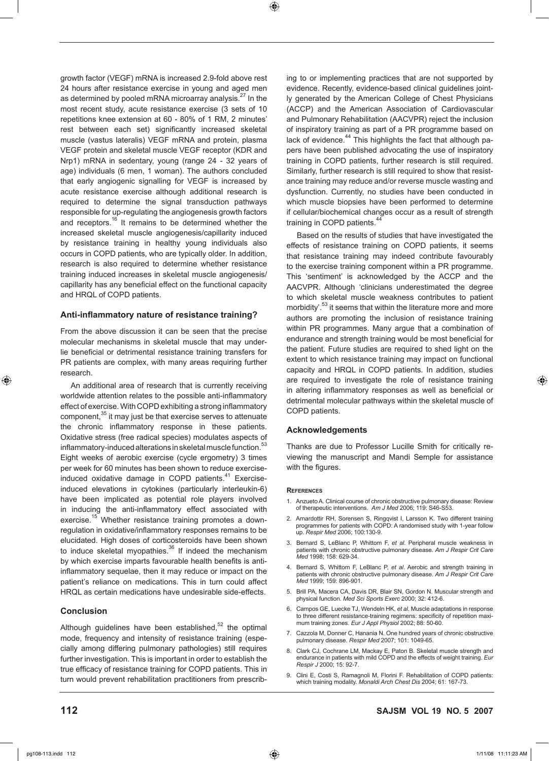growth factor (VEGF) mRNA is increased 2.9-fold above rest 24 hours after resistance exercise in young and aged men as determined by pooled mRNA microarray analysis.[27] In the most recent study, acute resistance exercise (3 sets of 10 repetitions knee extension at 60 - 80% of 1 RM, 2 minutes' rest between each set) significantly increased skeletal muscle (vastus lateralis) VEGF mRNA and protein, plasma VEGF protein and skeletal muscle VEGF receptor (KDR and Nrp1) mRNA in sedentary, young (range 24 - 32 years of age) individuals (6 men, 1 woman). The authors concluded that early angiogenic signalling for VEGF is increased by acute resistance exercise although additional research is required to determine the signal transduction pathways responsible for up-regulating the angiogenesis growth factors and receptors.[16] It remains to be determined whether the increased skeletal muscle angiogenesis/capillarity induced by resistance training in healthy young individuals also occurs in COPD patients, who are typically older. In addition, research is also required to determine whether resistance training induced increases in skeletal muscle angiogenesis/capillarity has any beneficial effect on the functional capacity and HRQL of COPD patients.

## Anti-inflammatory nature of resistance training?

From the above discussion it can be seen that the precise molecular mechanisms in skeletal muscle that may underlie beneficial or detrimental resistance training transfers for PR patients are complex, with many areas requiring further research.

An additional area of research that is currently receiving worldwide attention relates to the possible anti-inflammatory effect of exercise. With COPD exhibiting a strong inflammatory component,[35] it may just be that exercise serves to attenuate the chronic inflammatory response in these patients. Oxidative stress (free radical species) modulates aspects of inflammatory-induced alterations in skeletal muscle function.[53] Eight weeks of aerobic exercise (cycle ergometry) 3 times per week for 60 minutes has been shown to reduce exercise-induced oxidative damage in COPD patients.[41] Exercise-induced elevations in cytokines (particularly interleukin-6) have been implicated as potential role players involved in inducing the anti-inflammatory effect associated with exercise.[15] Whether resistance training promotes a down-regulation in oxidative/inflammatory responses remains to be elucidated. High doses of corticosteroids have been shown to induce skeletal myopathies.[36] If indeed the mechanism by which exercise imparts favourable health benefits is anti-inflammatory sequelae, then it may reduce or impact on the patient's reliance on medications. This in turn could affect HRQL as certain medications have undesirable side-effects.

## Conclusion

Although guidelines have been established,[52] the optimal mode, frequency and intensity of resistance training (especially among differing pulmonary pathologies) still requires further investigation. This is important in order to establish the true efficacy of resistance training for COPD patients. This in turn would prevent rehabilitation practitioners from prescribing to or implementing practices that are not supported by evidence. Recently, evidence-based clinical guidelines jointly generated by the American College of Chest Physicians (ACCP) and the American Association of Cardiovascular and Pulmonary Rehabilitation (AACVPR) reject the inclusion of inspiratory training as part of a PR programme based on lack of evidence.[44] This highlights the fact that although papers have been published advocating the use of inspiratory training in COPD patients, further research is still required. Similarly, further research is still required to show that resistance training may reduce and/or reverse muscle wasting and dysfunction. Currently, no studies have been conducted in which muscle biopsies have been performed to determine if cellular/biochemical changes occur as a result of strength training in COPD patients.[44]

Based on the results of studies that have investigated the effects of resistance training on COPD patients, it seems that resistance training may indeed contribute favourably to the exercise training component within a PR programme. This 'sentiment' is acknowledged by the ACCP and the AACVPR. Although 'clinicians underestimated the degree to which skeletal muscle weakness contributes to patient morbidity'.[53] it seems that within the literature more and more authors are promoting the inclusion of resistance training within PR programmes. Many argue that a combination of endurance and strength training would be most beneficial for the patient. Future studies are required to shed light on the extent to which resistance training may impact on functional capacity and HRQL in COPD patients. In addition, studies are required to investigate the role of resistance training in altering inflammatory responses as well as beneficial or detrimental molecular pathways within the skeletal muscle of COPD patients.

## Acknowledgements

Thanks are due to Professor Lucille Smith for critically reviewing the manuscript and Mandi Semple for assistance with the figures.

### References

1. Anzueto A. Clinical course of chronic obstructive pulmonary disease: Review of therapeutic interventions. *Am J Med* 2006; 119: S46-S53.
2. Arnardottir RH, Sorensen S, Ringqvist I, Larsson K. Two different training programmes for patients with COPD: A randomised study with 1-year follow up. *Respir Med* 2006; 100:130-9.
3. Bernard S, LeBlanc P, Whittom F, *et al*. Peripheral muscle weakness in patients with chronic obstructive pulmonary disease. *Am J Respir Crit Care Med* 1998; 158: 629-34.
4. Bernard S, Whittom F, LeBlanc P, *et al*. Aerobic and strength training in patients with chronic obstructive pulmonary disease. *Am J Respir Crit Care Med* 1999; 159: 896-901.
5. Brill PA, Macera CA, Davis DR, Blair SN, Gordon N. Muscular strength and physical function. *Med Sci Sports Exerc* 2000; 32: 412-6.
6. Campos GE, Luecke TJ, Wendeln HK, *et al*. Muscle adaptations in response to three different resistance-training regimens: specificity of repetition maximum training zones. *Eur J Appl Physiol* 2002; 88: 50-60.
7. Cazzola M, Donner C, Hanania N. One hundred years of chronic obstructive pulmonary disease. *Respir Med* 2007; 101: 1049-65.
8. Clark CJ, Cochrane LM, Mackay E, Paton B. Skeletal muscle strength and endurance in patients with mild COPD and the effects of weight training. *Eur Respir J* 2000; 15: 92-7.
9. Clini E, Costi S, Ramagnoli M, Florini F. Rehabilitation of COPD patients: which training modality. *Monaldi Arch Chest Dis* 2004; 61: 167-73.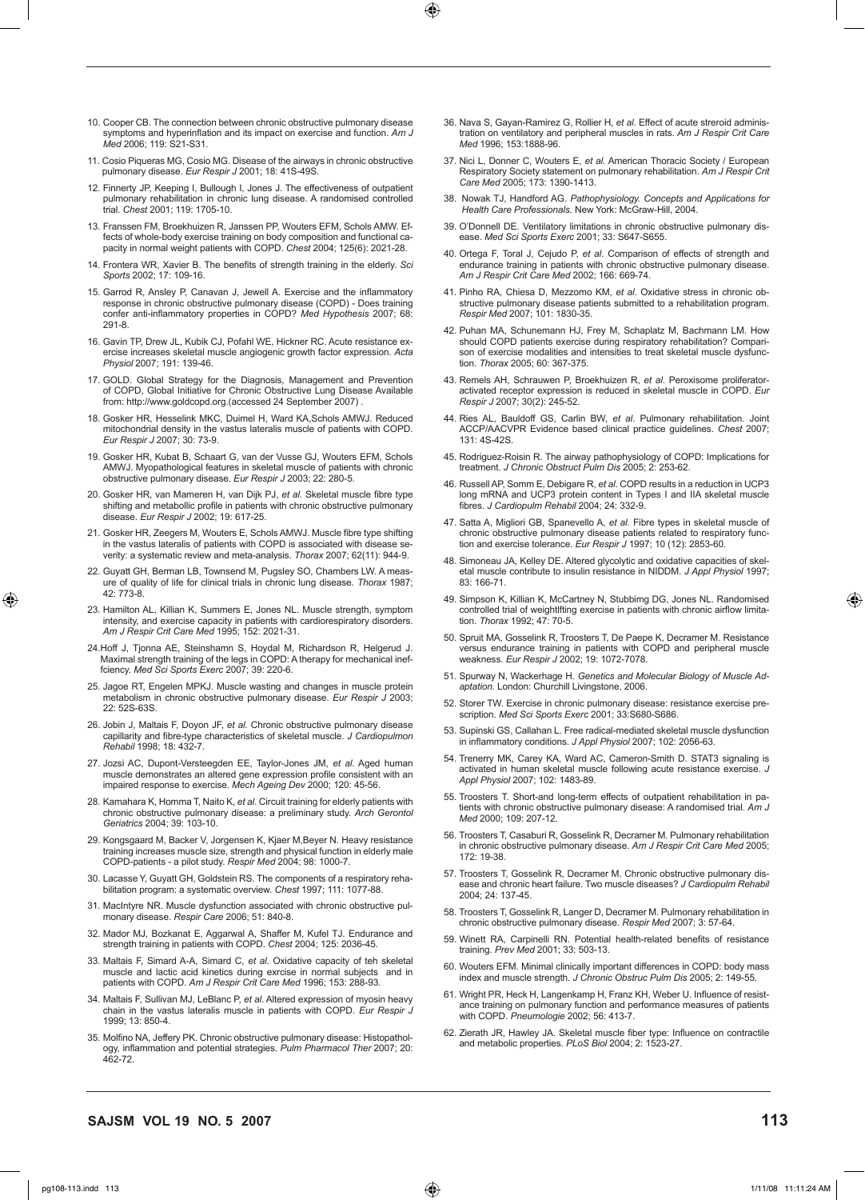10. Cooper CB. The connection between chronic obstructive pulmonary disease symptoms and hyperinflation and its impact on exercise and function. *Am J Med* 2006; 119: S21-S31.

11. Cosio Piqueras MG, Cosio MG. Disease of the airways in chronic obstructive pulmonary disease. *Eur Respir J* 2001; 18: 41S-49S.

12. Finnerty JP, Keeping I, Bullough I, Jones J. The effectiveness of outpatient pulmonary rehabilitation in chronic lung disease. A randomised controlled trial. *Chest* 2001; 119: 1705-10.

13. Franssen FM, Broekhuizen R, Janssen PP, Wouters EFM, Schols AMW. Effects of whole-body exercise training on body composition and functional capacity in normal weight patients with COPD. *Chest* 2004; 125(6): 2021-28.

14. Frontera WR, Xavier B. The benefits of strength training in the elderly. *Sci Sports* 2002; 17: 109-16.

15. Garrod R, Ansley P, Canavan J, Jewell A. Exercise and the inflammatory response in chronic obstructive pulmonary disease (COPD) - Does training confer anti-inflammatory properties in COPD? *Med Hypothesis* 2007; 68: 291-8.

16. Gavin TP, Drew JL, Kubik CJ, Pofahl WE, Hickner RC. Acute resistance exercise increases skeletal muscle angiogenic growth factor expression. *Acta Physiol* 2007; 191: 139-46.

17. GOLD. Global Strategy for the Diagnosis, Management and Prevention of COPD, Global Initiative for Chronic Obstructive Lung Disease Available from: http://www.goldcopd.org.(accessed 24 September 2007) .

18. Gosker HR, Hesselink MKC, Duimel H, Ward KA,Schols AMWJ. Reduced mitochondrial density in the vastus lateralis muscle of patients with COPD. *Eur Respir J* 2007; 30: 73-9.

19. Gosker HR, Kubat B, Schaart G, van der Vusse GJ, Wouters EFM, Schols AMWJ. Myopathological features in skeletal muscle of patients with chronic obstructive pulmonary disease. *Eur Respir J* 2003; 22: 280-5.

20. Gosker HR, van Mameren H, van Dijk PJ, *et al.* Skeletal muscle fibre type shifting and metabollic profile in patients with chronic obstructive pulmonary disease. *Eur Respir J* 2002; 19: 617-25.

21. Gosker HR, Zeegers M, Wouters E, Schols AMWJ. Muscle fibre type shifting in the vastus lateralis of patients with COPD is associated with disease severity: a systematic review and meta-analysis. *Thorax* 2007; 62(11): 944-9.

22. Guyatt GH, Berman LB, Townsend M, Pugsley SO, Chambers LW. A measure of quality of life for clinical trials in chronic lung disease. *Thorax* 1987; 42: 773-8.

23. Hamilton AL, Killian K, Summers E, Jones NL. Muscle strength, symptom intensity, and exercise capacity in patients with cardiorespiratory disorders. *Am J Respir Crit Care Med* 1995; 152: 2021-31.

24. Hoff J, Tjonna AE, Steinshamn S, Hoydal M, Richardson R, Helgerud J. Maximal strength training of the legs in COPD: A therapy for mechanical inefficiency. *Med Sci Sports Exerc* 2007; 39: 220-6.

25. Jagoe RT, Engelen MPKJ. Muscle wasting and changes in muscle protein metabolism in chronic obstructive pulmonary disease. *Eur Respir J* 2003; 22: 52S-63S.

26. Jobin J, Maltais F, Doyon JF, *et al.* Chronic obstructive pulmonary disease capillarity and fibre-type characteristics of skeletal muscle. *J Cardiopulmon Rehabil* 1998; 18: 432-7.

27. Jozsi AC, Dupont-Versteegden EE, Taylor-Jones JM, *et al.* Aged human muscle demonstrates an altered gene expression profile consistent with an impaired response to exercise. *Mech Ageing Dev* 2000; 120: 45-56.

28. Kamahara K, Homma T, Naito K, *et al.* Circuit training for elderly patients with chronic obstructive pulmonary disease: a preliminary study. *Arch Gerontol Geriatrics* 2004; 39: 103-10.

29. Kongsgaard M, Backer V, Jorgensen K, Kjaer M,Beyer N. Heavy resistance training increases muscle size, strength and physical function in elderly male COPD-patients - a pilot study. *Respir Med* 2004; 98: 1000-7.

30. Lacasse Y, Guyatt GH, Goldstein RS. The components of a respiratory rehabilitation program: a systematic overview. *Chest* 1997; 111: 1077-88.

31. MacIntyre NR. Muscle dysfunction associated with chronic obstructive pulmonary disease. *Respir Care* 2006; 51: 840-8.

32. Mador MJ, Bozkanat E, Aggarwal A, Shaffer M, Kufel TJ. Endurance and strength training in patients with COPD. *Chest* 2004; 125: 2036-45.

33. Maltais F, Simard A-A, Simard C, *et al.* Oxidative capacity of teh skeletal muscle and lactic acid kinetics during exrcise in normal subjects and in patients with COPD. *Am J Respir Crit Care Med* 1996; 153: 288-93.

34. Maltais F, Sullivan MJ, LeBlanc P, *et al.* Altered expression of myosin heavy chain in the vastus lateralis muscle in patients with COPD. *Eur Respir J* 1999; 13: 850-4.

35. Molfino NA, Jeffery PK. Chronic obstructive pulmonary disease: Histopathology, inflammation and potential strategies. *Pulm Pharmacol Ther* 2007; 20: 462-72.

36. Nava S, Gayan-Ramirez G, Rollier H, *et al.* Effect of acute streroid administration on ventilatory and peripheral muscles in rats. *Am J Respir Crit Care Med* 1996; 153:1888-96.

37. Nici L, Donner C, Wouters E, *et al.* American Thoracic Society / European Respiratory Society statement on pulmonary rehabilitation. *Am J Respir Crit Care Med* 2005; 173: 1390-1413.

38. Nowak TJ, Handford AG. *Pathophysiology. Concepts and Applications for Health Care Professionals.* New York: McGraw-Hill, 2004.

39. O'Donnell DE. Ventilatory limitations in chronic obstructive pulmonary disease. *Med Sci Sports Exerc* 2001; 33: S647-S655.

40. Ortega F, Toral J, Cejudo P, *et al.* Comparison of effects of strength and endurance training in patients with chronic obstructive pulmonary disease. *Am J Respir Crit Care Med* 2002; 166: 669-74.

41. Pinho RA, Chiesa D, Mezzomo KM, *et al.* Oxidative stress in chronic obstructive pulmonary disease patients submitted to a rehabilitation program. *Respir Med* 2007; 101: 1830-35.

42. Puhan MA, Schunemann HJ, Frey M, Schaplatz M, Bachmann LM. How should COPD patients exercise during respiratory rehabilitation? Comparison of exercise modalities and intensities to treat skeletal muscle dysfunction. *Thorax* 2005; 60: 367-375.

43. Remels AH, Schrauwen P, Broekhuizen R, *et al.* Peroxisome proliferator-activated receptor expression is reduced in skeletal muscle in COPD. *Eur Respir J* 2007; 30(2): 245-52.

44. Ries AL, Bauldoff GS, Carlin BW, *et al.* Pulmonary rehabilitation. Joint ACCP/AACVPR Evidence based clinical practice guidelines. *Chest* 2007; 131: 4S-42S.

45. Rodriguez-Roisin R. The airway pathophysiology of COPD: Implications for treatment. *J Chronic Obstruct Pulm Dis* 2005; 2: 253-62.

46. Russell AP, Somm E, Debigare R, *et al.* COPD results in a reduction in UCP3 long mRNA and UCP3 protein content in Types I and IIA skeletal muscle fibres. *J Cardiopulm Rehabil* 2004; 24: 332-9.

47. Satta A, Migliori GB, Spanevello A, *et al.* Fibre types in skeletal muscle of chronic obstructive pulmonary disease patients related to respiratory function and exercise tolerance. *Eur Respir J* 1997; 10 (12): 2853-60.

48. Simoneau JA, Kelley DE. Altered glycolytic and oxidative capacities of skeletal muscle contribute to insulin resistance in NIDDM. *J Appl Physiol* 1997; 83: 166-71.

49. Simpson K, Killian K, McCartney N, Stubbimg DG, Jones NL. Randomised controlled trial of weightlfting exercise in patients with chronic airflow limitation. *Thorax* 1992; 47: 70-5.

50. Spruit MA, Gosselink R, Troosters T, De Paepe K, Decramer M. Resistance versus endurance training in patients with COPD and peripheral muscle weakness. *Eur Respir J* 2002; 19: 1072-7078.

51. Spurway N, Wackerhage H. *Genetics and Molecular Biology of Muscle Adaptation.* London: Churchill Livingstone, 2006.

52. Storer TW. Exercise in chronic pulmonary disease: resistance exercise prescription. *Med Sci Sports Exerc* 2001; 33:S680-S686.

53. Supinski GS, Callahan L. Free radical-mediated skeletal muscle dysfunction in inflammatory conditions. *J Appl Physiol* 2007; 102: 2056-63.

54. Trenerry MK, Carey KA, Ward AC, Cameron-Smith D. STAT3 signaling is activated in human skeletal muscle following acute resistance exercise. *J Appl Physiol* 2007; 102: 1483-89.

55. Troosters T. Short-and long-term effects of outpatient rehabilitation in patients with chronic obstructive pulmonary disease: A randomised trial. *Am J Med* 2000; 109: 207-12.

56. Troosters T, Casaburi R, Gosselink R, Decramer M. Pulmonary rehabilitation in chronic obstructive pulmonary disease. *Am J Respir Crit Care Med* 2005; 172: 19-38.

57. Troosters T, Gosselink R, Decramer M. Chronic obstructive pulmonary disease and chronic heart failure. Two muscle diseases? *J Cardiopulm Rehabil* 2004; 24: 137-45.

58. Troosters T, Gosselink R, Langer D, Decramer M. Pulmonary rehabilitation in chronic obstructive pulmonary disease. *Respir Med* 2007; 3: 57-64.

59. Winett RA, Carpinelli RN. Potential health-related benefits of resistance training. *Prev Med* 2001; 33: 503-13.

60. Wouters EFM. Minimal clinically important differences in COPD: body mass index and muscle strength. *J Chronic Obstruc Pulm Dis* 2005; 2: 149-55.

61. Wright PR, Heck H, Langenkamp H, Franz KH, Weber U. Influence of resistance training on pulmonary function and performance measures of patients with COPD. *Pneumologie* 2002; 56: 413-7.

62. Zierath JR, Hawley JA. Skeletal muscle fiber type: Influence on contractile and metabolic properties. *PLoS Biol* 2004; 2: 1523-27.